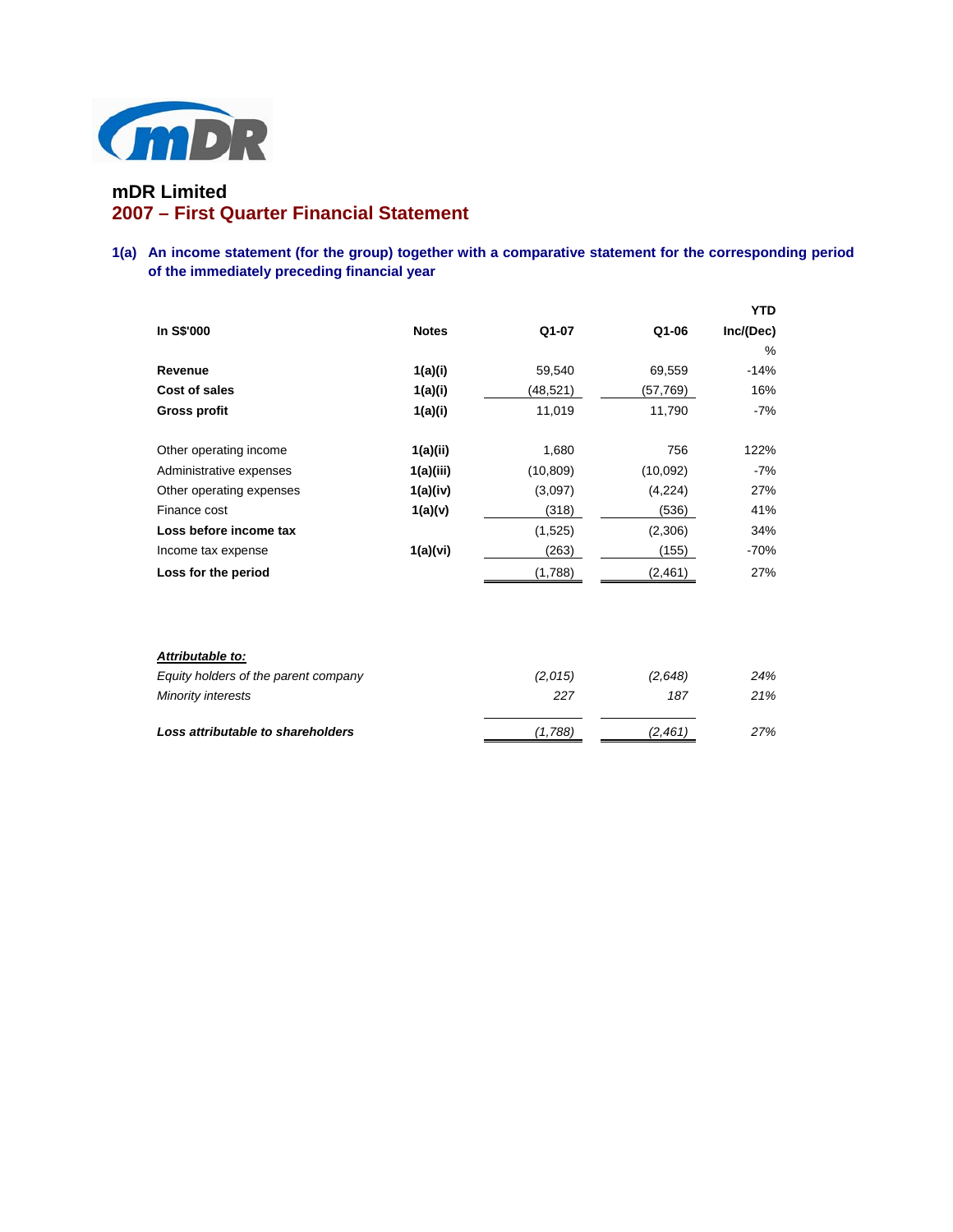# mDR Limited

## 2007 – First Quarter Financial Statement

### 1(a) An income statement (for the group) together with a comparative statement for the corresponding period of the immediately preceding financial year

| In S$'000 | Notes | Q1-07 | Q1-06 | YTD Inc/(Dec) % |
|---|---|---|---|---|
| **Revenue** | **1(a)(i)** | 59,540 | 69,559 | -14% |
| **Cost of sales** | **1(a)(i)** | (48,521) | (57,769) | 16% |
| **Gross profit** | **1(a)(i)** | 11,019 | 11,790 | -7% |
| | | | | |
| Other operating income | **1(a)(ii)** | 1,680 | 756 | 122% |
| Administrative expenses | **1(a)(iii)** | (10,809) | (10,092) | -7% |
| Other operating expenses | **1(a)(iv)** | (3,097) | (4,224) | 27% |
| Finance cost | **1(a)(v)** | (318) | (536) | 41% |
| **Loss before income tax** | | (1,525) | (2,306) | 34% |
| Income tax expense | **1(a)(vi)** | (263) | (155) | -70% |
| **Loss for the period** | | (1,788) | (2,461) | 27% |
| | | | | |
| ***Attributable to:*** | | | | |
| *Equity holders of the parent company* | | *(2,015)* | *(2,648)* | *24%* |
| *Minority interests* | | *227* | *187* | *21%* |
| ***Loss attributable to shareholders*** | | *(1,788)* | *(2,461)* | *27%* |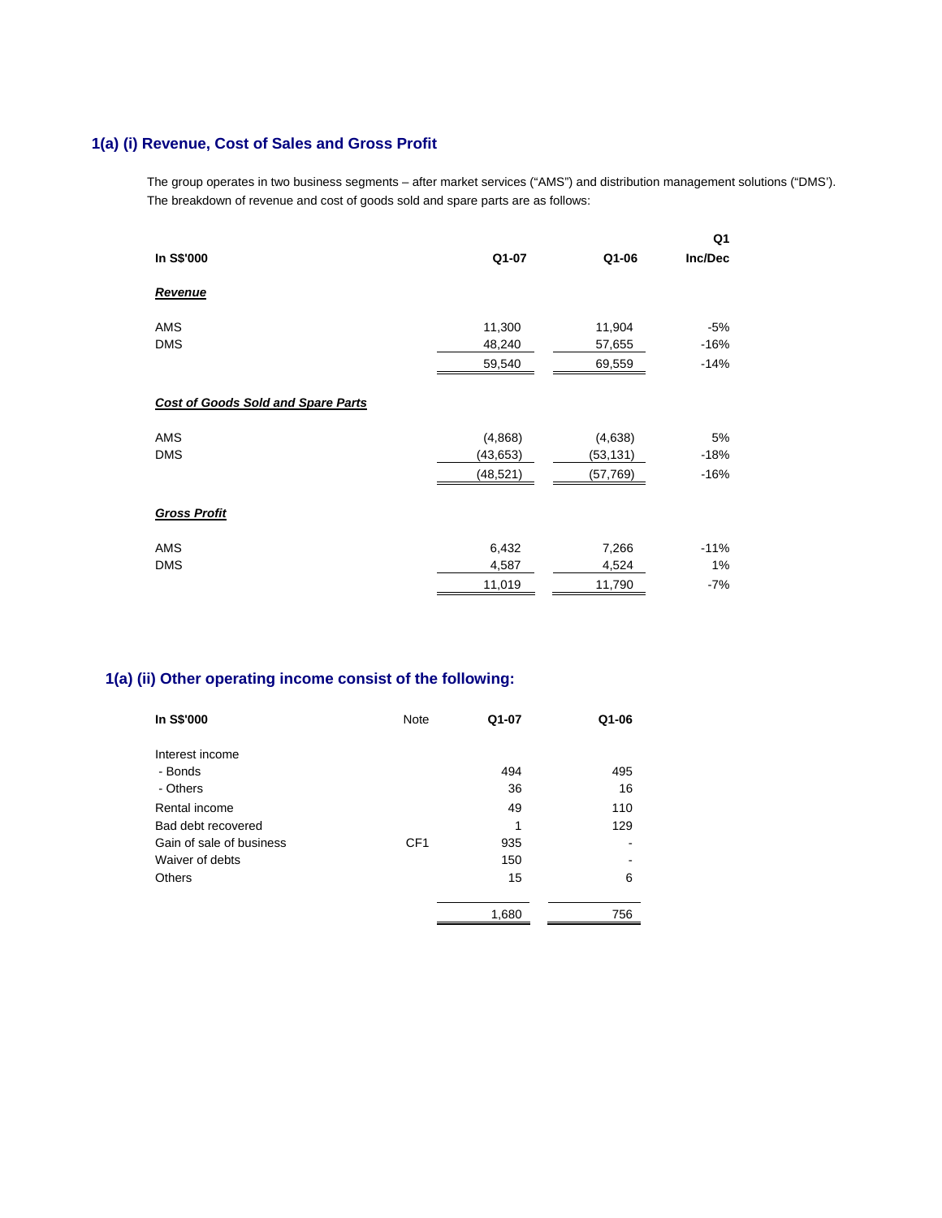## 1(a) (i) Revenue, Cost of Sales and Gross Profit

The group operates in two business segments – after market services ("AMS") and distribution management solutions ("DMS'). The breakdown of revenue and cost of goods sold and spare parts are as follows:

| In S$'000 | Q1-07 | Q1-06 | Q1 Inc/Dec |
|---|---|---|---|
| ***Revenue*** | | | |
| AMS | 11,300 | 11,904 | -5% |
| DMS | 48,240 | 57,655 | -16% |
| | 59,540 | 69,559 | -14% |
| ***Cost of Goods Sold and Spare Parts*** | | | |
| AMS | (4,868) | (4,638) | 5% |
| DMS | (43,653) | (53,131) | -18% |
| | (48,521) | (57,769) | -16% |
| ***Gross Profit*** | | | |
| AMS | 6,432 | 7,266 | -11% |
| DMS | 4,587 | 4,524 | 1% |
| | 11,019 | 11,790 | -7% |

## 1(a) (ii) Other operating income consist of the following:

| In S$'000 | Note | Q1-07 | Q1-06 |
|---|---|---|---|
| Interest income | | | |
| - Bonds | | 494 | 495 |
| - Others | | 36 | 16 |
| Rental income | | 49 | 110 |
| Bad debt recovered | | 1 | 129 |
| Gain of sale of business | CF1 | 935 | - |
| Waiver of debts | | 150 | - |
| Others | | 15 | 6 |
| | | 1,680 | 756 |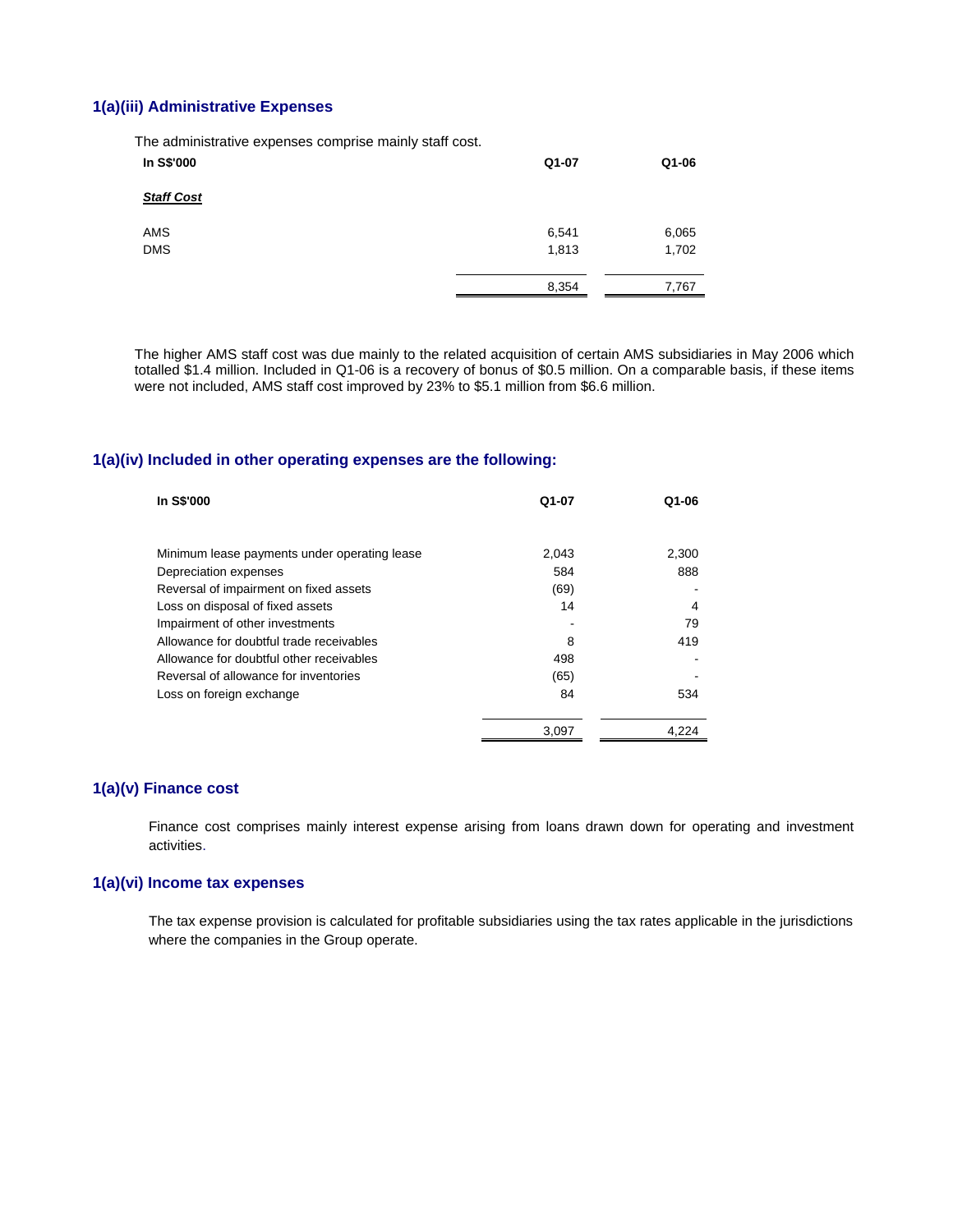### 1(a)(iii) Administrative Expenses

The administrative expenses comprise mainly staff cost.

| In S$'000 | Q1-07 | Q1-06 |
|---|---|---|
| ***Staff Cost*** | | |
| AMS | 6,541 | 6,065 |
| DMS | 1,813 | 1,702 |
| | 8,354 | 7,767 |

The higher AMS staff cost was due mainly to the related acquisition of certain AMS subsidiaries in May 2006 which totalled $1.4 million. Included in Q1-06 is a recovery of bonus of $0.5 million. On a comparable basis, if these items were not included, AMS staff cost improved by 23% to $5.1 million from $6.6 million.

### 1(a)(iv) Included in other operating expenses are the following:

| In S$'000 | Q1-07 | Q1-06 |
|---|---|---|
| Minimum lease payments under operating lease | 2,043 | 2,300 |
| Depreciation expenses | 584 | 888 |
| Reversal of impairment on fixed assets | (69) | - |
| Loss on disposal of fixed assets | 14 | 4 |
| Impairment of other investments | - | 79 |
| Allowance for doubtful trade receivables | 8 | 419 |
| Allowance for doubtful other receivables | 498 | - |
| Reversal of allowance for inventories | (65) | - |
| Loss on foreign exchange | 84 | 534 |
| | 3,097 | 4,224 |

### 1(a)(v) Finance cost

Finance cost comprises mainly interest expense arising from loans drawn down for operating and investment activities.

### 1(a)(vi) Income tax expenses

The tax expense provision is calculated for profitable subsidiaries using the tax rates applicable in the jurisdictions where the companies in the Group operate.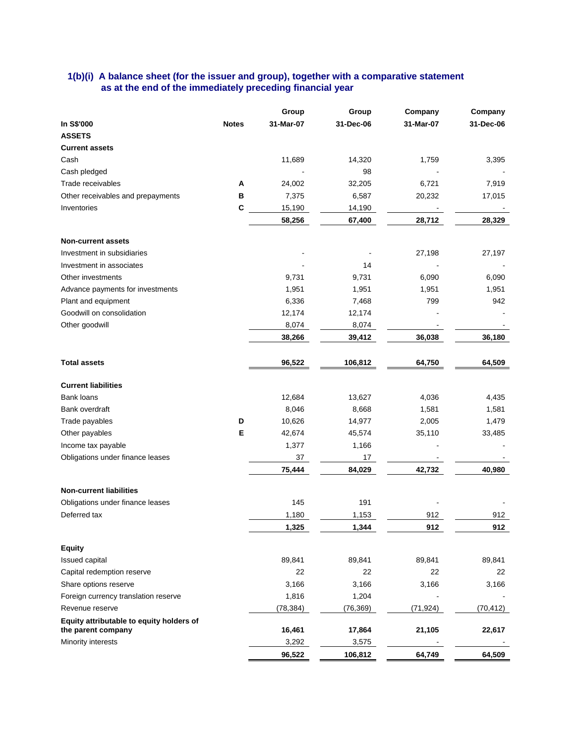### 1(b)(i) A balance sheet (for the issuer and group), together with a comparative statement as at the end of the immediately preceding financial year

| In S$'000 | Notes | Group 31-Mar-07 | Group 31-Dec-06 | Company 31-Mar-07 | Company 31-Dec-06 |
|---|---|---|---|---|---|
| **ASSETS** | | | | | |
| **Current assets** | | | | | |
| Cash | | 11,689 | 14,320 | 1,759 | 3,395 |
| Cash pledged | | - | 98 | - | - |
| Trade receivables | A | 24,002 | 32,205 | 6,721 | 7,919 |
| Other receivables and prepayments | B | 7,375 | 6,587 | 20,232 | 17,015 |
| Inventories | C | 15,190 | 14,190 | - | - |
| | | **58,256** | **67,400** | **28,712** | **28,329** |
| **Non-current assets** | | | | | |
| Investment in subsidiaries | | - | - | 27,198 | 27,197 |
| Investment in associates | | - | 14 | - | - |
| Other investments | | 9,731 | 9,731 | 6,090 | 6,090 |
| Advance payments for investments | | 1,951 | 1,951 | 1,951 | 1,951 |
| Plant and equipment | | 6,336 | 7,468 | 799 | 942 |
| Goodwill on consolidation | | 12,174 | 12,174 | - | - |
| Other goodwill | | 8,074 | 8,074 | - | - |
| | | **38,266** | **39,412** | **36,038** | **36,180** |
| **Total assets** | | **96,522** | **106,812** | **64,750** | **64,509** |
| **Current liabilities** | | | | | |
| Bank loans | | 12,684 | 13,627 | 4,036 | 4,435 |
| Bank overdraft | | 8,046 | 8,668 | 1,581 | 1,581 |
| Trade payables | D | 10,626 | 14,977 | 2,005 | 1,479 |
| Other payables | E | 42,674 | 45,574 | 35,110 | 33,485 |
| Income tax payable | | 1,377 | 1,166 | - | - |
| Obligations under finance leases | | 37 | 17 | - | - |
| | | **75,444** | **84,029** | **42,732** | **40,980** |
| **Non-current liabilities** | | | | | |
| Obligations under finance leases | | 145 | 191 | - | - |
| Deferred tax | | 1,180 | 1,153 | 912 | 912 |
| | | **1,325** | **1,344** | **912** | **912** |
| **Equity** | | | | | |
| Issued capital | | 89,841 | 89,841 | 89,841 | 89,841 |
| Capital redemption reserve | | 22 | 22 | 22 | 22 |
| Share options reserve | | 3,166 | 3,166 | 3,166 | 3,166 |
| Foreign currency translation reserve | | 1,816 | 1,204 | - | - |
| Revenue reserve | | (78,384) | (76,369) | (71,924) | (70,412) |
| **Equity attributable to equity holders of the parent company** | | **16,461** | **17,864** | **21,105** | **22,617** |
| Minority interests | | 3,292 | 3,575 | - | - |
| | | **96,522** | **106,812** | **64,749** | **64,509** |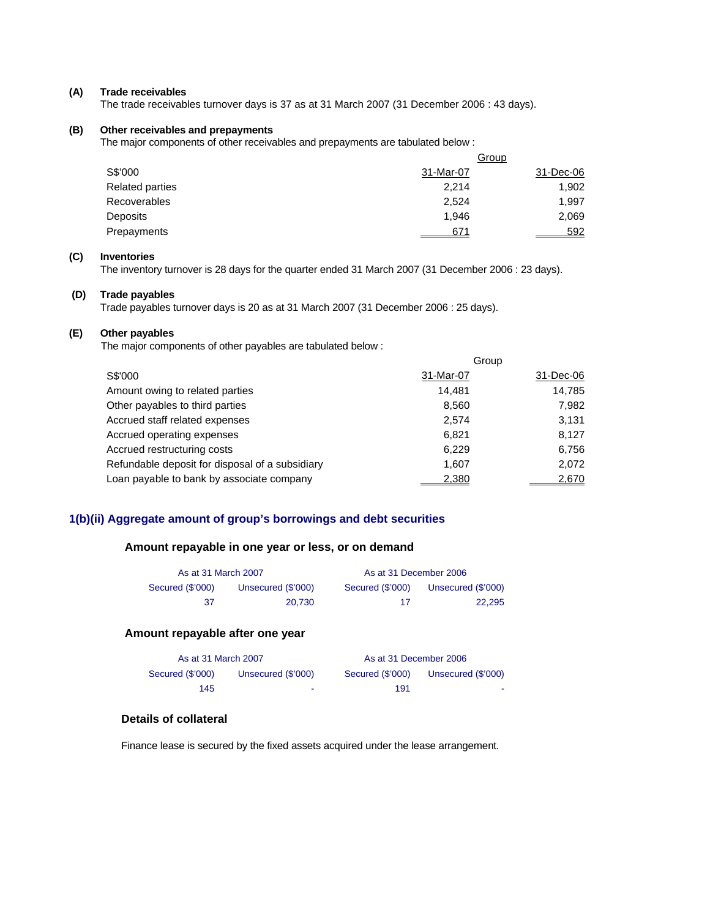**(A) Trade receivables**

The trade receivables turnover days is 37 as at 31 March 2007 (31 December 2006 : 43 days).

**(B) Other receivables and prepayments**

The major components of other receivables and prepayments are tabulated below :

| | Group | |
|---|---|---|
| S$'000 | 31-Mar-07 | 31-Dec-06 |
| Related parties | 2,214 | 1,902 |
| Recoverables | 2,524 | 1,997 |
| Deposits | 1,946 | 2,069 |
| Prepayments | 671 | 592 |

**(C) Inventories**

The inventory turnover is 28 days for the quarter ended 31 March 2007 (31 December 2006 : 23 days).

**(D) Trade payables**

Trade payables turnover days is 20 as at 31 March 2007 (31 December 2006 : 25 days).

**(E) Other payables**

The major components of other payables are tabulated below :

| | Group | |
|---|---|---|
| S$'000 | 31-Mar-07 | 31-Dec-06 |
| Amount owing to related parties | 14,481 | 14,785 |
| Other payables to third parties | 8,560 | 7,982 |
| Accrued staff related expenses | 2,574 | 3,131 |
| Accrued operating expenses | 6,821 | 8,127 |
| Accrued restructuring costs | 6,229 | 6,756 |
| Refundable deposit for disposal of a subsidiary | 1,607 | 2,072 |
| Loan payable to bank by associate company | 2,380 | 2,670 |

## 1(b)(ii) Aggregate amount of group's borrowings and debt securities

### Amount repayable in one year or less, or on demand

| As at 31 March 2007 | | As at 31 December 2006 | |
|---|---|---|---|
| Secured ($'000) | Unsecured ($'000) | Secured ($'000) | Unsecured ($'000) |
| 37 | 20,730 | 17 | 22,295 |

### Amount repayable after one year

| As at 31 March 2007 | | As at 31 December 2006 | |
|---|---|---|---|
| Secured ($'000) | Unsecured ($'000) | Secured ($'000) | Unsecured ($'000) |
| 145 | - | 191 | - |

### Details of collateral

Finance lease is secured by the fixed assets acquired under the lease arrangement.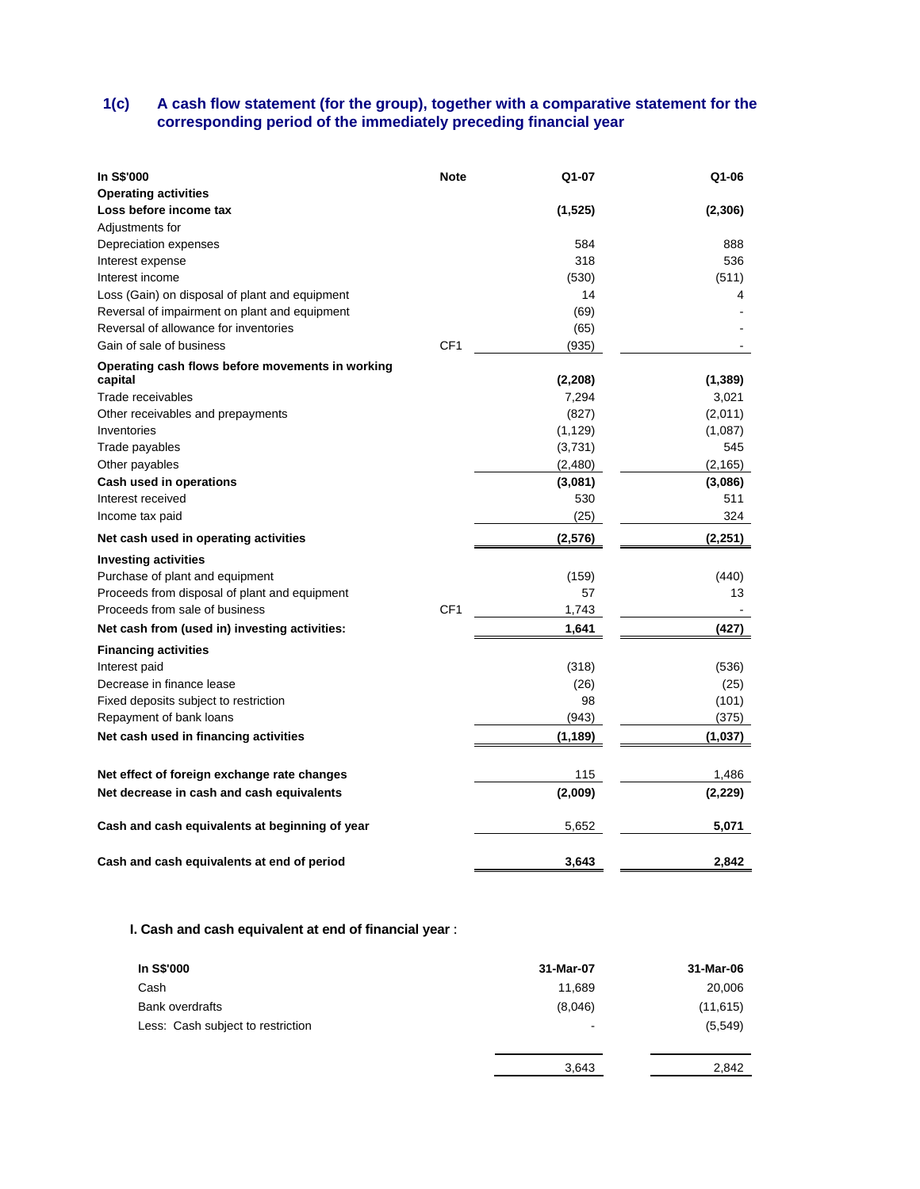## 1(c) A cash flow statement (for the group), together with a comparative statement for the corresponding period of the immediately preceding financial year

| In S$'000 | Note | Q1-07 | Q1-06 |
|---|---|---|---|
| **Operating activities** | | | |
| **Loss before income tax** | | **(1,525)** | **(2,306)** |
| Adjustments for | | | |
| Depreciation expenses | | 584 | 888 |
| Interest expense | | 318 | 536 |
| Interest income | | (530) | (511) |
| Loss (Gain) on disposal of plant and equipment | | 14 | 4 |
| Reversal of impairment on plant and equipment | | (69) | - |
| Reversal of allowance for inventories | | (65) | - |
| Gain of sale of business | CF1 | (935) | - |
| **Operating cash flows before movements in working capital** | | **(2,208)** | **(1,389)** |
| Trade receivables | | 7,294 | 3,021 |
| Other receivables and prepayments | | (827) | (2,011) |
| Inventories | | (1,129) | (1,087) |
| Trade payables | | (3,731) | 545 |
| Other payables | | (2,480) | (2,165) |
| **Cash used in operations** | | **(3,081)** | **(3,086)** |
| Interest received | | 530 | 511 |
| Income tax paid | | (25) | 324 |
| **Net cash used in operating activities** | | **(2,576)** | **(2,251)** |
| **Investing activities** | | | |
| Purchase of plant and equipment | | (159) | (440) |
| Proceeds from disposal of plant and equipment | | 57 | 13 |
| Proceeds from sale of business | CF1 | 1,743 | - |
| **Net cash from (used in) investing activities:** | | **1,641** | **(427)** |
| **Financing activities** | | | |
| Interest paid | | (318) | (536) |
| Decrease in finance lease | | (26) | (25) |
| Fixed deposits subject to restriction | | 98 | (101) |
| Repayment of bank loans | | (943) | (375) |
| **Net cash used in financing activities** | | **(1,189)** | **(1,037)** |
| **Net effect of foreign exchange rate changes** | | 115 | 1,486 |
| **Net decrease in cash and cash equivalents** | | **(2,009)** | **(2,229)** |
| **Cash and cash equivalents at beginning of year** | | 5,652 | **5,071** |
| **Cash and cash equivalents at end of period** | | **3,643** | **2,842** |

**I. Cash and cash equivalent at end of financial year** :

| In S$'000 | 31-Mar-07 | 31-Mar-06 |
|---|---|---|
| Cash | 11,689 | 20,006 |
| Bank overdrafts | (8,046) | (11,615) |
| Less: Cash subject to restriction | - | (5,549) |
| | 3,643 | 2,842 |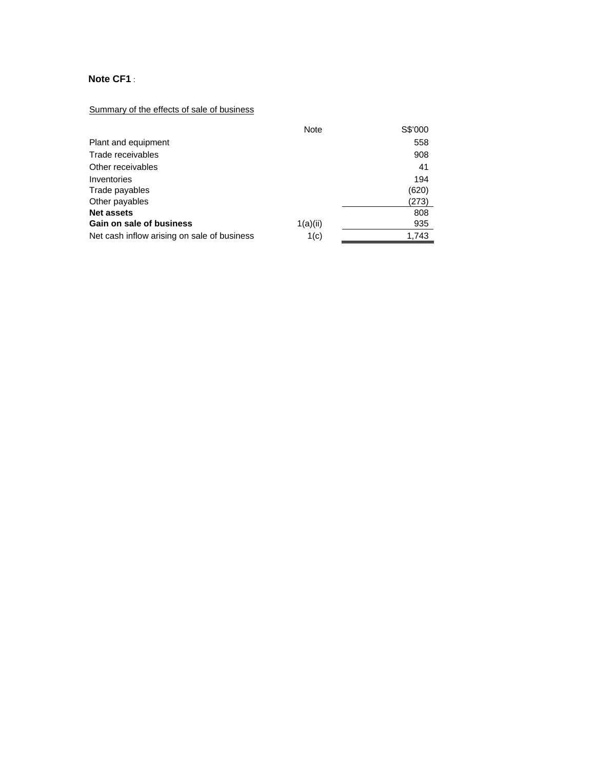**Note CF1** :

Summary of the effects of sale of business

| | Note | S$'000 |
|---|---|---|
| Plant and equipment | | 558 |
| Trade receivables | | 908 |
| Other receivables | | 41 |
| Inventories | | 194 |
| Trade payables | | (620) |
| Other payables | | (273) |
| **Net assets** | | 808 |
| **Gain on sale of business** | 1(a)(ii) | 935 |
| Net cash inflow arising on sale of business | 1(c) | 1,743 |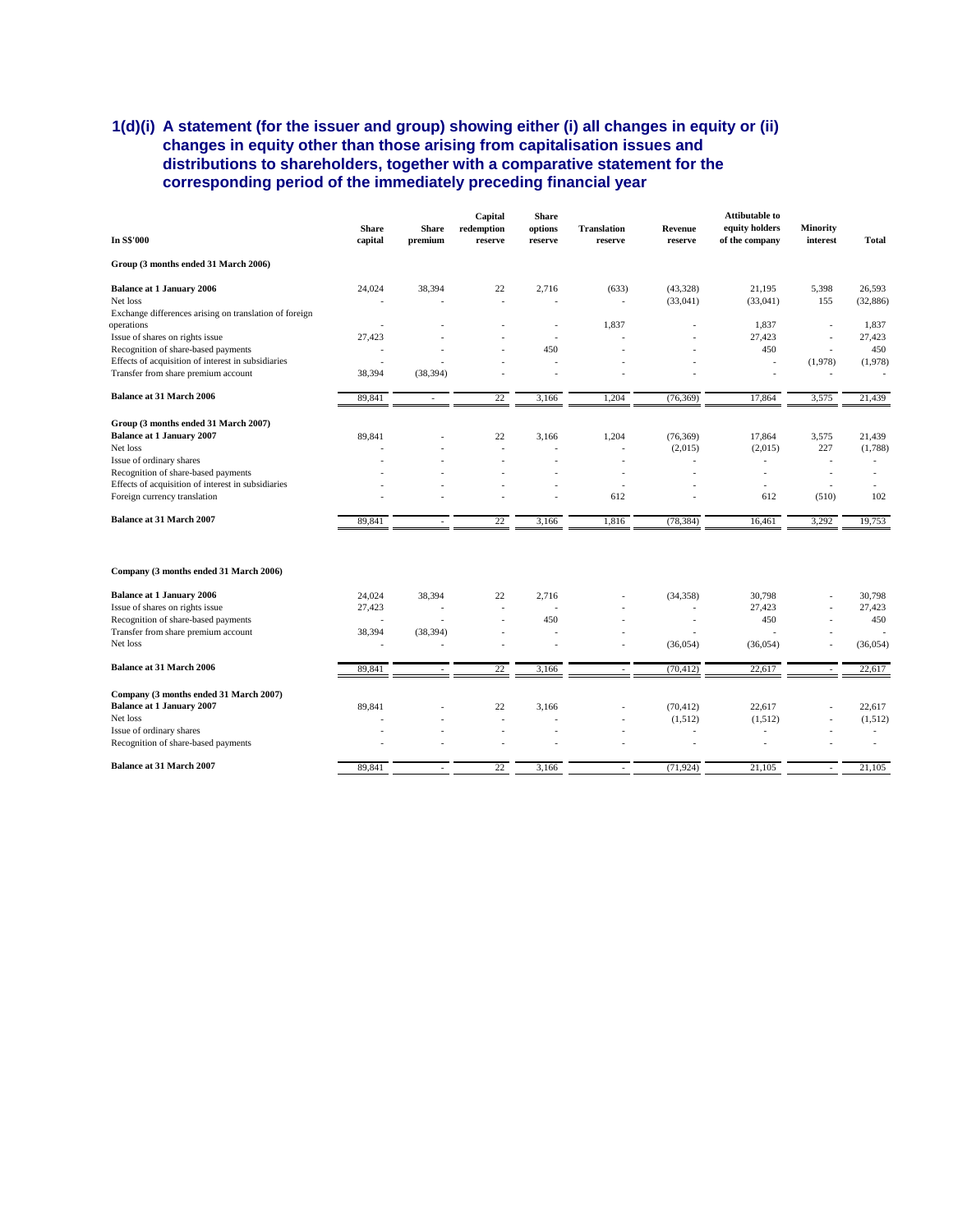## 1(d)(i) A statement (for the issuer and group) showing either (i) all changes in equity or (ii) changes in equity other than those arising from capitalisation issues and distributions to shareholders, together with a comparative statement for the corresponding period of the immediately preceding financial year

| In S$'000 | Share capital | Share premium | Capital redemption reserve | Share options reserve | Translation reserve | Revenue reserve | Attibutable to equity holders of the company | Minority interest | Total |
|---|---|---|---|---|---|---|---|---|---|
| **Group (3 months ended 31 March 2006)** | | | | | | | | | |
| **Balance at 1 January 2006** | 24,024 | 38,394 | 22 | 2,716 | (633) | (43,328) | 21,195 | 5,398 | 26,593 |
| Net loss | - | - | - | - | - | (33,041) | (33,041) | 155 | (32,886) |
| Exchange differences arising on translation of foreign operations | - | - | - | - | 1,837 | - | 1,837 | - | 1,837 |
| Issue of shares on rights issue | 27,423 | - | - | - | - | - | 27,423 | - | 27,423 |
| Recognition of share-based payments | - | - | - | 450 | - | - | 450 | - | 450 |
| Effects of acquisition of interest in subsidiaries | - | - | - | - | - | - | - | (1,978) | (1,978) |
| Transfer from share premium account | 38,394 | (38,394) | - | - | - | - | - | - | - |
| **Balance at 31 March 2006** | 89,841 | - | 22 | 3,166 | 1,204 | (76,369) | 17,864 | 3,575 | 21,439 |
| **Group (3 months ended 31 March 2007)** | | | | | | | | | |
| **Balance at 1 January 2007** | 89,841 | - | 22 | 3,166 | 1,204 | (76,369) | 17,864 | 3,575 | 21,439 |
| Net loss | - | - | - | - | - | (2,015) | (2,015) | 227 | (1,788) |
| Issue of ordinary shares | - | - | - | - | - | - | - | - | - |
| Recognition of share-based payments | - | - | - | - | - | - | - | - | - |
| Effects of acquisition of interest in subsidiaries | - | - | - | - | - | - | - | - | - |
| Foreign currency translation | - | - | - | - | 612 | - | 612 | (510) | 102 |
| **Balance at 31 March 2007** | 89,841 | - | 22 | 3,166 | 1,816 | (78,384) | 16,461 | 3,292 | 19,753 |
| **Company (3 months ended 31 March 2006)** | | | | | | | | | |
| **Balance at 1 January 2006** | 24,024 | 38,394 | 22 | 2,716 | - | (34,358) | 30,798 | - | 30,798 |
| Issue of shares on rights issue | 27,423 | - | - | - | - | - | 27,423 | - | 27,423 |
| Recognition of share-based payments | - | - | - | 450 | - | - | 450 | - | 450 |
| Transfer from share premium account | 38,394 | (38,394) | - | - | - | - | - | - | - |
| Net loss | - | - | - | - | - | (36,054) | (36,054) | - | (36,054) |
| **Balance at 31 March 2006** | 89,841 | - | 22 | 3,166 | - | (70,412) | 22,617 | - | 22,617 |
| **Company (3 months ended 31 March 2007)** | | | | | | | | | |
| **Balance at 1 January 2007** | 89,841 | - | 22 | 3,166 | - | (70,412) | 22,617 | - | 22,617 |
| Net loss | - | - | - | - | - | (1,512) | (1,512) | - | (1,512) |
| Issue of ordinary shares | - | - | - | - | - | - | - | - | - |
| Recognition of share-based payments | - | - | - | - | - | - | - | - | - |
| **Balance at 31 March 2007** | 89,841 | - | 22 | 3,166 | - | (71,924) | 21,105 | - | 21,105 |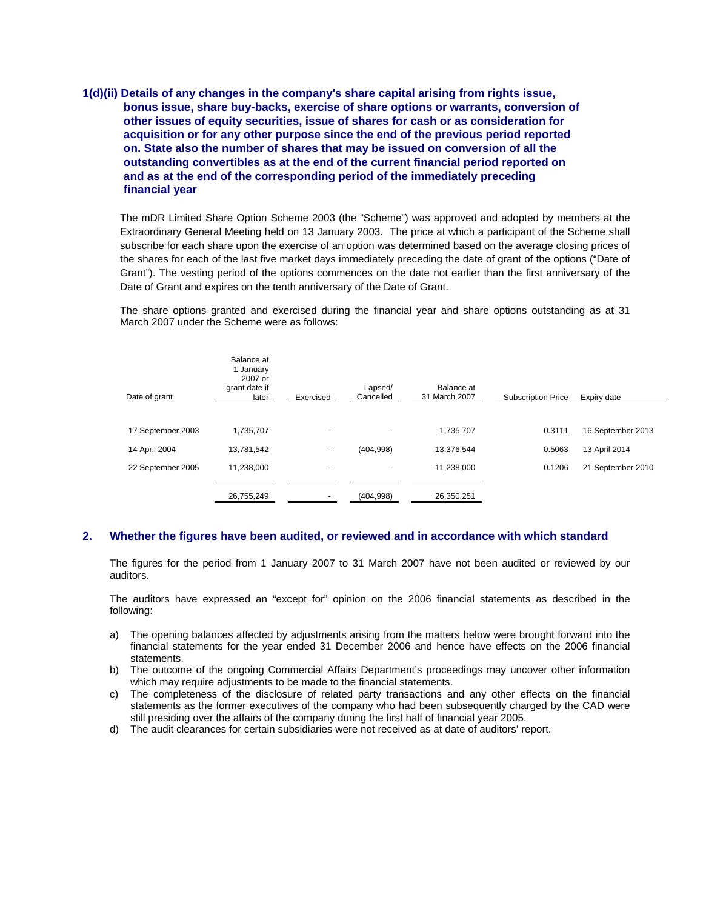## 1(d)(ii) Details of any changes in the company's share capital arising from rights issue, bonus issue, share buy-backs, exercise of share options or warrants, conversion of other issues of equity securities, issue of shares for cash or as consideration for acquisition or for any other purpose since the end of the previous period reported on. State also the number of shares that may be issued on conversion of all the outstanding convertibles as at the end of the current financial period reported on and as at the end of the corresponding period of the immediately preceding financial year

The mDR Limited Share Option Scheme 2003 (the "Scheme") was approved and adopted by members at the Extraordinary General Meeting held on 13 January 2003. The price at which a participant of the Scheme shall subscribe for each share upon the exercise of an option was determined based on the average closing prices of the shares for each of the last five market days immediately preceding the date of grant of the options ("Date of Grant"). The vesting period of the options commences on the date not earlier than the first anniversary of the Date of Grant and expires on the tenth anniversary of the Date of Grant.

The share options granted and exercised during the financial year and share options outstanding as at 31 March 2007 under the Scheme were as follows:

| Date of grant | Balance at 1 January 2007 or grant date if later | Exercised | Lapsed/ Cancelled | Balance at 31 March 2007 | Subscription Price | Expiry date |
|---|---|---|---|---|---|---|
| 17 September 2003 | 1,735,707 | - | - | 1,735,707 | 0.3111 | 16 September 2013 |
| 14 April 2004 | 13,781,542 | - | (404,998) | 13,376,544 | 0.5063 | 13 April 2014 |
| 22 September 2005 | 11,238,000 | - | - | 11,238,000 | 0.1206 | 21 September 2010 |
| | 26,755,249 | - | (404,998) | 26,350,251 | | |

## 2. Whether the figures have been audited, or reviewed and in accordance with which standard

The figures for the period from 1 January 2007 to 31 March 2007 have not been audited or reviewed by our auditors.

The auditors have expressed an "except for" opinion on the 2006 financial statements as described in the following:

a) The opening balances affected by adjustments arising from the matters below were brought forward into the financial statements for the year ended 31 December 2006 and hence have effects on the 2006 financial statements.

b) The outcome of the ongoing Commercial Affairs Department's proceedings may uncover other information which may require adjustments to be made to the financial statements.

c) The completeness of the disclosure of related party transactions and any other effects on the financial statements as the former executives of the company who had been subsequently charged by the CAD were still presiding over the affairs of the company during the first half of financial year 2005.

d) The audit clearances for certain subsidiaries were not received as at date of auditors' report.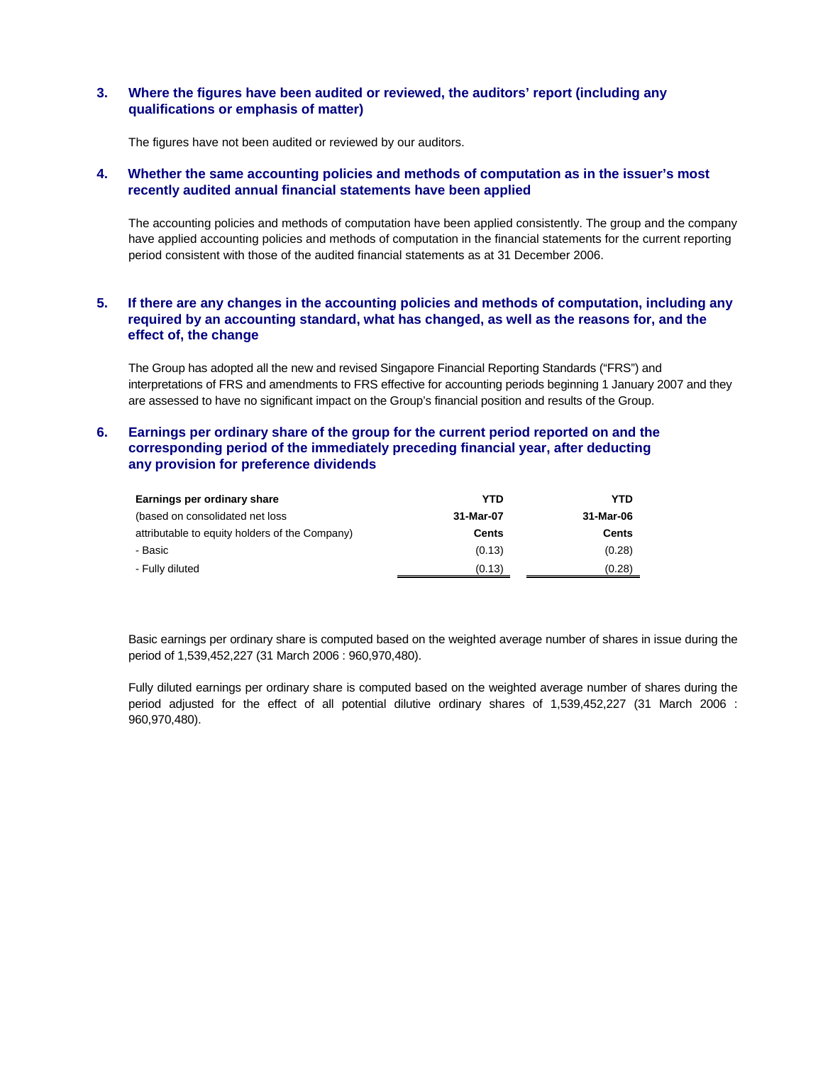## 3. Where the figures have been audited or reviewed, the auditors' report (including any qualifications or emphasis of matter)

The figures have not been audited or reviewed by our auditors.

## 4. Whether the same accounting policies and methods of computation as in the issuer's most recently audited annual financial statements have been applied

The accounting policies and methods of computation have been applied consistently. The group and the company have applied accounting policies and methods of computation in the financial statements for the current reporting period consistent with those of the audited financial statements as at 31 December 2006.

## 5. If there are any changes in the accounting policies and methods of computation, including any required by an accounting standard, what has changed, as well as the reasons for, and the effect of, the change

The Group has adopted all the new and revised Singapore Financial Reporting Standards ("FRS") and interpretations of FRS and amendments to FRS effective for accounting periods beginning 1 January 2007 and they are assessed to have no significant impact on the Group's financial position and results of the Group.

## 6. Earnings per ordinary share of the group for the current period reported on and the corresponding period of the immediately preceding financial year, after deducting any provision for preference dividends

| **Earnings per ordinary share** | **YTD** | **YTD** |
|---|---|---|
| (based on consolidated net loss | **31-Mar-07** | **31-Mar-06** |
| attributable to equity holders of the Company) | **Cents** | **Cents** |
| - Basic | (0.13) | (0.28) |
| - Fully diluted | (0.13) | (0.28) |

Basic earnings per ordinary share is computed based on the weighted average number of shares in issue during the period of 1,539,452,227 (31 March 2006 : 960,970,480).

Fully diluted earnings per ordinary share is computed based on the weighted average number of shares during the period adjusted for the effect of all potential dilutive ordinary shares of 1,539,452,227 (31 March 2006 : 960,970,480).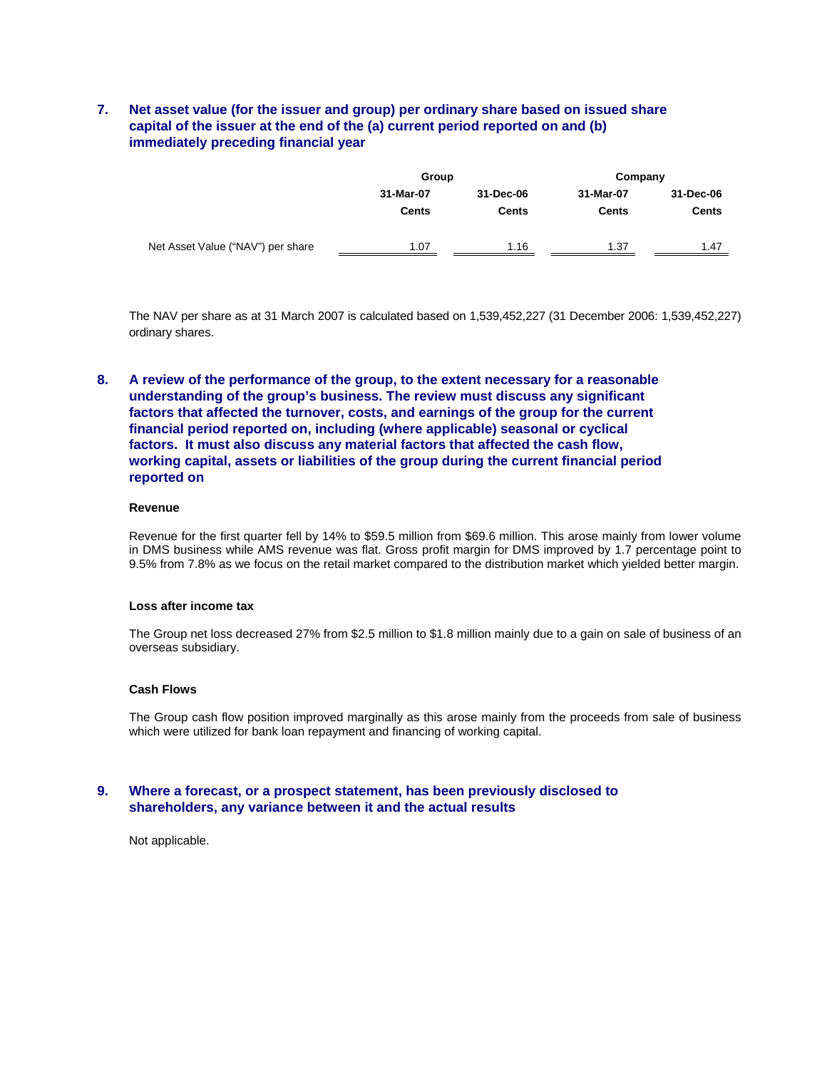## 7. Net asset value (for the issuer and group) per ordinary share based on issued share capital of the issuer at the end of the (a) current period reported on and (b) immediately preceding financial year

| | Group | | Company | |
|---|---|---|---|---|
| | 31-Mar-07 | 31-Dec-06 | 31-Mar-07 | 31-Dec-06 |
| | Cents | Cents | Cents | Cents |
| Net Asset Value ("NAV") per share | 1.07 | 1.16 | 1.37 | 1.47 |

The NAV per share as at 31 March 2007 is calculated based on 1,539,452,227 (31 December 2006: 1,539,452,227) ordinary shares.

## 8. A review of the performance of the group, to the extent necessary for a reasonable understanding of the group's business. The review must discuss any significant factors that affected the turnover, costs, and earnings of the group for the current financial period reported on, including (where applicable) seasonal or cyclical factors. It must also discuss any material factors that affected the cash flow, working capital, assets or liabilities of the group during the current financial period reported on

**Revenue**

Revenue for the first quarter fell by 14% to $59.5 million from $69.6 million. This arose mainly from lower volume in DMS business while AMS revenue was flat. Gross profit margin for DMS improved by 1.7 percentage point to 9.5% from 7.8% as we focus on the retail market compared to the distribution market which yielded better margin.

**Loss after income tax**

The Group net loss decreased 27% from $2.5 million to $1.8 million mainly due to a gain on sale of business of an overseas subsidiary.

**Cash Flows**

The Group cash flow position improved marginally as this arose mainly from the proceeds from sale of business which were utilized for bank loan repayment and financing of working capital.

## 9. Where a forecast, or a prospect statement, has been previously disclosed to shareholders, any variance between it and the actual results

Not applicable.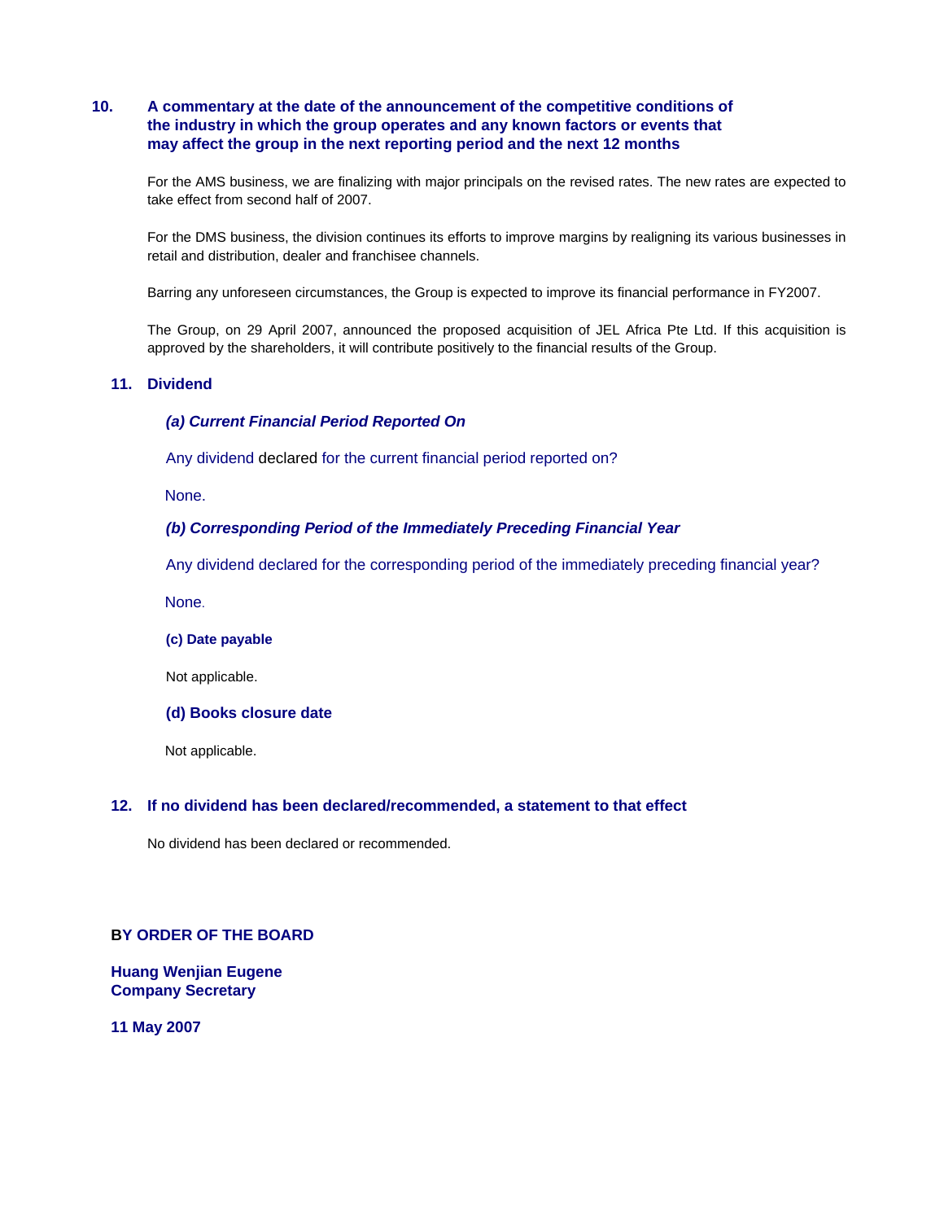## 10. A commentary at the date of the announcement of the competitive conditions of the industry in which the group operates and any known factors or events that may affect the group in the next reporting period and the next 12 months

For the AMS business, we are finalizing with major principals on the revised rates. The new rates are expected to take effect from second half of 2007.

For the DMS business, the division continues its efforts to improve margins by realigning its various businesses in retail and distribution, dealer and franchisee channels.

Barring any unforeseen circumstances, the Group is expected to improve its financial performance in FY2007.

The Group, on 29 April 2007, announced the proposed acquisition of JEL Africa Pte Ltd. If this acquisition is approved by the shareholders, it will contribute positively to the financial results of the Group.

## 11. Dividend

### *(a) Current Financial Period Reported On*

Any dividend declared for the current financial period reported on?

None.

### *(b) Corresponding Period of the Immediately Preceding Financial Year*

Any dividend declared for the corresponding period of the immediately preceding financial year?

None.

### (c) Date payable

Not applicable.

### (d) Books closure date

Not applicable.

## 12. If no dividend has been declared/recommended, a statement to that effect

No dividend has been declared or recommended.

**BY ORDER OF THE BOARD**

**Huang Wenjian Eugene**
**Company Secretary**

**11 May 2007**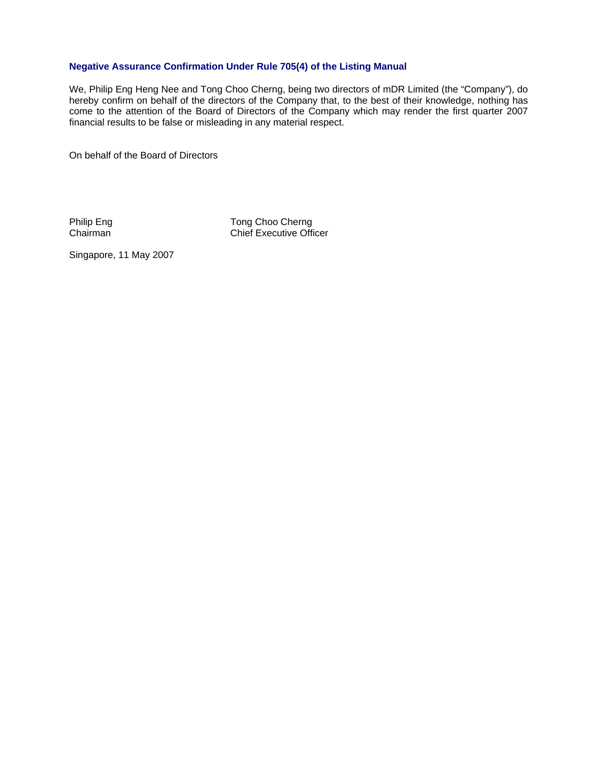### Negative Assurance Confirmation Under Rule 705(4) of the Listing Manual

We, Philip Eng Heng Nee and Tong Choo Cherng, being two directors of mDR Limited (the "Company"), do hereby confirm on behalf of the directors of the Company that, to the best of their knowledge, nothing has come to the attention of the Board of Directors of the Company which may render the first quarter 2007 financial results to be false or misleading in any material respect.

On behalf of the Board of Directors

| | |
|---|---|
| Philip Eng | Tong Choo Cherng |
| Chairman | Chief Executive Officer |

Singapore, 11 May 2007